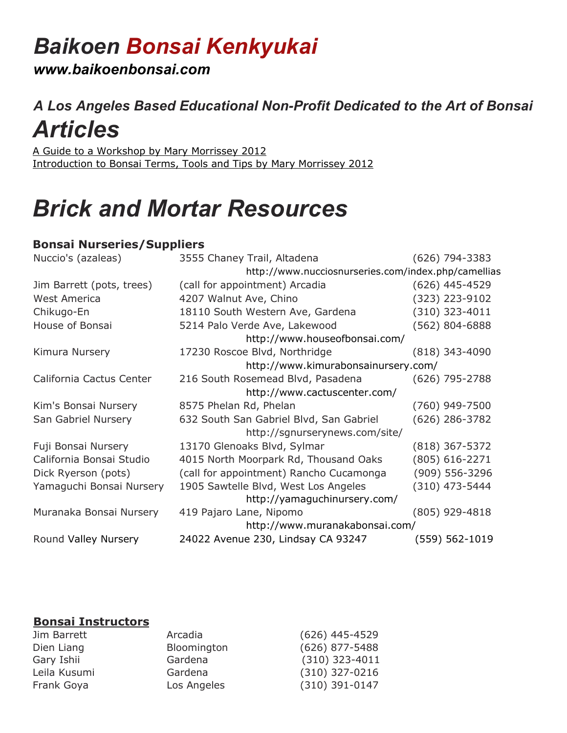# *Baikoen Bonsai Kenkyukai*

***www.baikoenbonsai.com***

## *A Los Angeles Based Educational Non-Profit Dedicated to the Art of Bonsai*

# *Articles*

A Guide to a Workshop by Mary Morrissey 2012
Introduction to Bonsai Terms, Tools and Tips by Mary Morrissey 2012

# *Brick and Mortar Resources*

### Bonsai Nurseries/Suppliers

| | | |
|---|---|---|
| Nuccio's (azaleas) | 3555 Chaney Trail, Altadena | (626) 794-3383 |
| | http://www.nucciosnurseries.com/index.php/camellias | |
| Jim Barrett (pots, trees) | (call for appointment) Arcadia | (626) 445-4529 |
| West America | 4207 Walnut Ave, Chino | (323) 223-9102 |
| Chikugo-En | 18110 South Western Ave, Gardena | (310) 323-4011 |
| House of Bonsai | 5214 Palo Verde Ave, Lakewood | (562) 804-6888 |
| | http://www.houseofbonsai.com/ | |
| Kimura Nursery | 17230 Roscoe Blvd, Northridge | (818) 343-4090 |
| | http://www.kimurabonsainursery.com/ | |
| California Cactus Center | 216 South Rosemead Blvd, Pasadena | (626) 795-2788 |
| | http://www.cactuscenter.com/ | |
| Kim's Bonsai Nursery | 8575 Phelan Rd, Phelan | (760) 949-7500 |
| San Gabriel Nursery | 632 South San Gabriel Blvd, San Gabriel | (626) 286-3782 |
| | http://sgnurserynews.com/site/ | |
| Fuji Bonsai Nursery | 13170 Glenoaks Blvd, Sylmar | (818) 367-5372 |
| California Bonsai Studio | 4015 North Moorpark Rd, Thousand Oaks | (805) 616-2271 |
| Dick Ryerson (pots) | (call for appointment) Rancho Cucamonga | (909) 556-3296 |
| Yamaguchi Bonsai Nursery | 1905 Sawtelle Blvd, West Los Angeles | (310) 473-5444 |
| | http://yamaguchinursery.com/ | |
| Muranaka Bonsai Nursery | 419 Pajaro Lane, Nipomo | (805) 929-4818 |
| | http://www.muranakabonsai.com/ | |
| Round Valley Nursery | 24022 Avenue 230, Lindsay CA 93247 | (559) 562-1019 |

### Bonsai Instructors

| | | |
|---|---|---|
| Jim Barrett | Arcadia | (626) 445-4529 |
| Dien Liang | Bloomington | (626) 877-5488 |
| Gary Ishii | Gardena | (310) 323-4011 |
| Leila Kusumi | Gardena | (310) 327-0216 |
| Frank Goya | Los Angeles | (310) 391-0147 |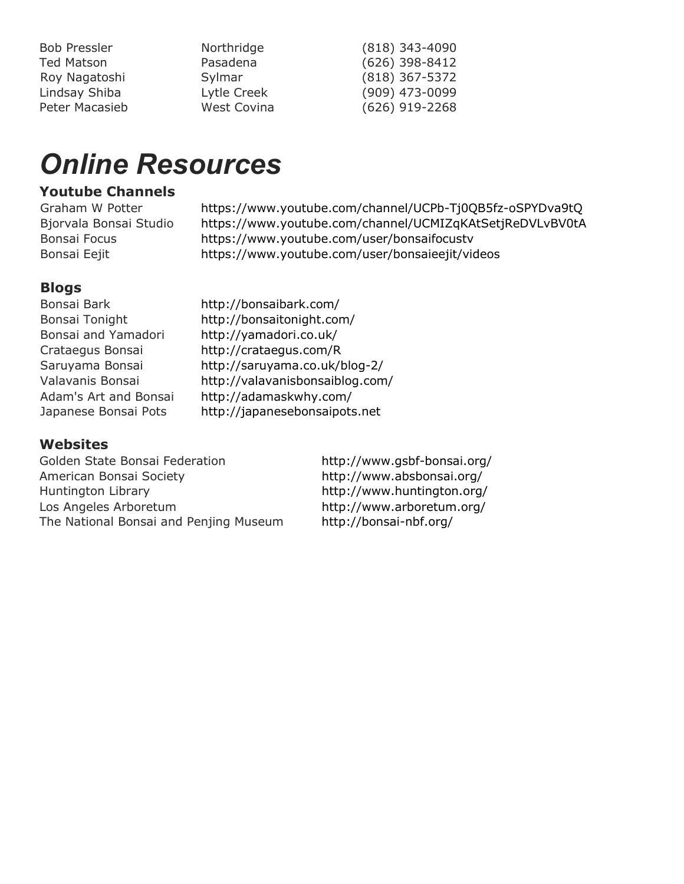| | | |
|---|---|---|
| Bob Pressler | Northridge | (818) 343-4090 |
| Ted Matson | Pasadena | (626) 398-8412 |
| Roy Nagatoshi | Sylmar | (818) 367-5372 |
| Lindsay Shiba | Lytle Creek | (909) 473-0099 |
| Peter Macasieb | West Covina | (626) 919-2268 |

# *Online Resources*

### Youtube Channels

| | |
|---|---|
| Graham W Potter | https://www.youtube.com/channel/UCPb-Tj0QB5fz-oSPYDva9tQ |
| Bjorvala Bonsai Studio | https://www.youtube.com/channel/UCMIZqKAtSetjReDVLvBV0tA |
| Bonsai Focus | https://www.youtube.com/user/bonsaifocustv |
| Bonsai Eejit | https://www.youtube.com/user/bonsaieejit/videos |

### Blogs

| | |
|---|---|
| Bonsai Bark | http://bonsaibark.com/ |
| Bonsai Tonight | http://bonsaitonight.com/ |
| Bonsai and Yamadori | http://yamadori.co.uk/ |
| Crataegus Bonsai | http://crataegus.com/R |
| Saruyama Bonsai | http://saruyama.co.uk/blog-2/ |
| Valavanis Bonsai | http://valavanisbonsaiblog.com/ |
| Adam's Art and Bonsai | http://adamaskwhy.com/ |
| Japanese Bonsai Pots | http://japanesebonsaipots.net |

### Websites

| | |
|---|---|
| Golden State Bonsai Federation | http://www.gsbf-bonsai.org/ |
| American Bonsai Society | http://www.absbonsai.org/ |
| Huntington Library | http://www.huntington.org/ |
| Los Angeles Arboretum | http://www.arboretum.org/ |
| The National Bonsai and Penjing Museum | http://bonsai-nbf.org/ |